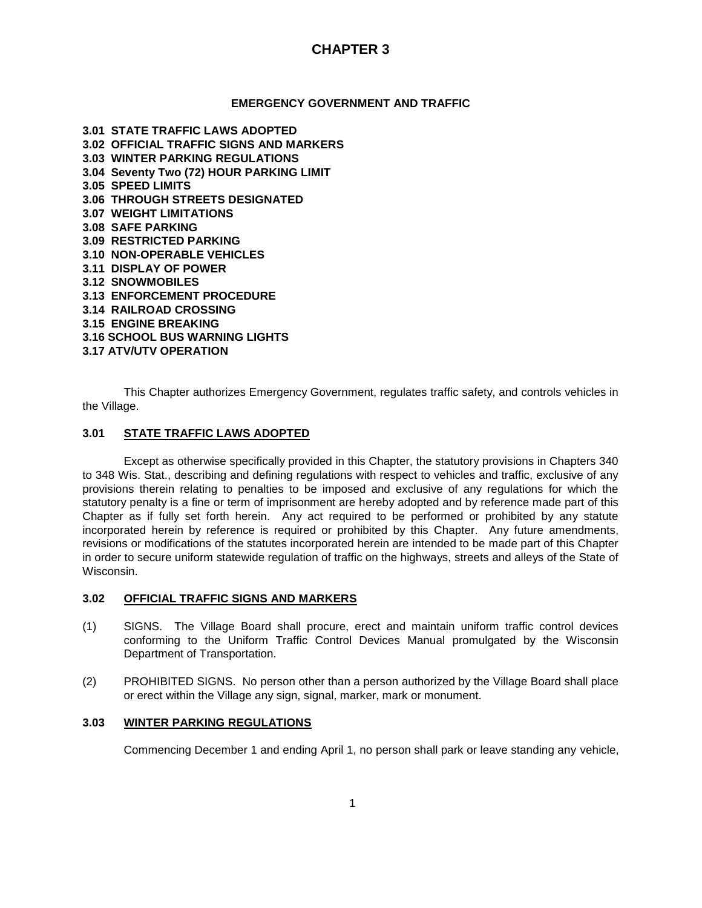# CHAPTER 3

## EMERGENCY GOVERNMENT AND TRAFFIC

**3.01 STATE TRAFFIC LAWS ADOPTED**
**3.02 OFFICIAL TRAFFIC SIGNS AND MARKERS**
**3.03 WINTER PARKING REGULATIONS**
**3.04 Seventy Two (72) HOUR PARKING LIMIT**
**3.05 SPEED LIMITS**
**3.06 THROUGH STREETS DESIGNATED**
**3.07 WEIGHT LIMITATIONS**
**3.08 SAFE PARKING**
**3.09 RESTRICTED PARKING**
**3.10 NON-OPERABLE VEHICLES**
**3.11 DISPLAY OF POWER**
**3.12 SNOWMOBILES**
**3.13 ENFORCEMENT PROCEDURE**
**3.14 RAILROAD CROSSING**
**3.15 ENGINE BREAKING**
**3.16 SCHOOL BUS WARNING LIGHTS**
**3.17 ATV/UTV OPERATION**

This Chapter authorizes Emergency Government, regulates traffic safety, and controls vehicles in the Village.

### 3.01 STATE TRAFFIC LAWS ADOPTED

Except as otherwise specifically provided in this Chapter, the statutory provisions in Chapters 340 to 348 Wis. Stat., describing and defining regulations with respect to vehicles and traffic, exclusive of any provisions therein relating to penalties to be imposed and exclusive of any regulations for which the statutory penalty is a fine or term of imprisonment are hereby adopted and by reference made part of this Chapter as if fully set forth herein. Any act required to be performed or prohibited by any statute incorporated herein by reference is required or prohibited by this Chapter. Any future amendments, revisions or modifications of the statutes incorporated herein are intended to be made part of this Chapter in order to secure uniform statewide regulation of traffic on the highways, streets and alleys of the State of Wisconsin.

### 3.02 OFFICIAL TRAFFIC SIGNS AND MARKERS

(1) SIGNS. The Village Board shall procure, erect and maintain uniform traffic control devices conforming to the Uniform Traffic Control Devices Manual promulgated by the Wisconsin Department of Transportation.

(2) PROHIBITED SIGNS. No person other than a person authorized by the Village Board shall place or erect within the Village any sign, signal, marker, mark or monument.

### 3.03 WINTER PARKING REGULATIONS

Commencing December 1 and ending April 1, no person shall park or leave standing any vehicle,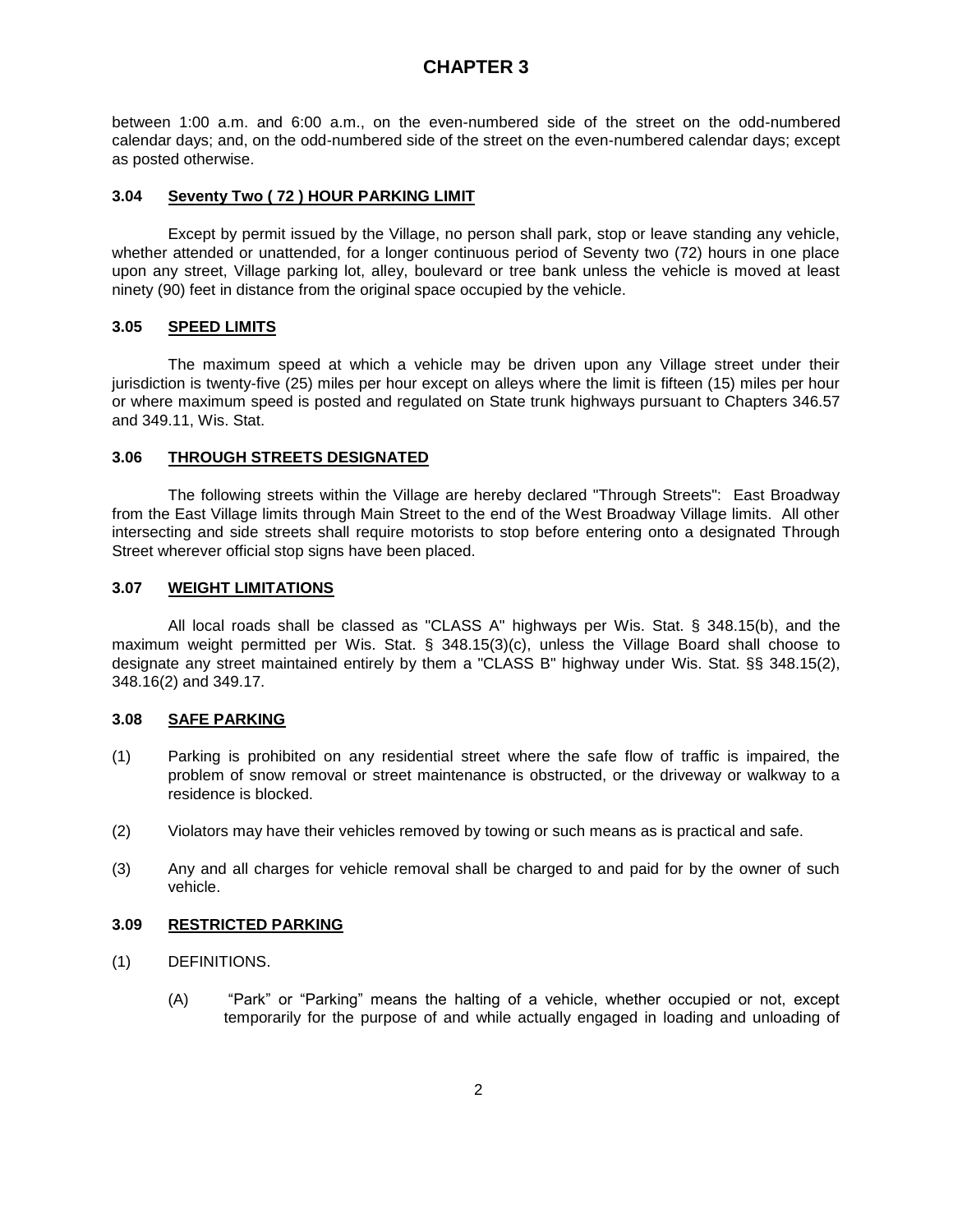between 1:00 a.m. and 6:00 a.m., on the even-numbered side of the street on the odd-numbered calendar days; and, on the odd-numbered side of the street on the even-numbered calendar days; except as posted otherwise.

### 3.04 Seventy Two ( 72 ) HOUR PARKING LIMIT

Except by permit issued by the Village, no person shall park, stop or leave standing any vehicle, whether attended or unattended, for a longer continuous period of Seventy two (72) hours in one place upon any street, Village parking lot, alley, boulevard or tree bank unless the vehicle is moved at least ninety (90) feet in distance from the original space occupied by the vehicle.

### 3.05 SPEED LIMITS

The maximum speed at which a vehicle may be driven upon any Village street under their jurisdiction is twenty-five (25) miles per hour except on alleys where the limit is fifteen (15) miles per hour or where maximum speed is posted and regulated on State trunk highways pursuant to Chapters 346.57 and 349.11, Wis. Stat.

### 3.06 THROUGH STREETS DESIGNATED

The following streets within the Village are hereby declared "Through Streets": East Broadway from the East Village limits through Main Street to the end of the West Broadway Village limits. All other intersecting and side streets shall require motorists to stop before entering onto a designated Through Street wherever official stop signs have been placed.

### 3.07 WEIGHT LIMITATIONS

All local roads shall be classed as "CLASS A" highways per Wis. Stat. § 348.15(b), and the maximum weight permitted per Wis. Stat. § 348.15(3)(c), unless the Village Board shall choose to designate any street maintained entirely by them a "CLASS B" highway under Wis. Stat. §§ 348.15(2), 348.16(2) and 349.17.

### 3.08 SAFE PARKING

(1) Parking is prohibited on any residential street where the safe flow of traffic is impaired, the problem of snow removal or street maintenance is obstructed, or the driveway or walkway to a residence is blocked.

(2) Violators may have their vehicles removed by towing or such means as is practical and safe.

(3) Any and all charges for vehicle removal shall be charged to and paid for by the owner of such vehicle.

### 3.09 RESTRICTED PARKING

(1) DEFINITIONS.

(A) "Park" or "Parking" means the halting of a vehicle, whether occupied or not, except temporarily for the purpose of and while actually engaged in loading and unloading of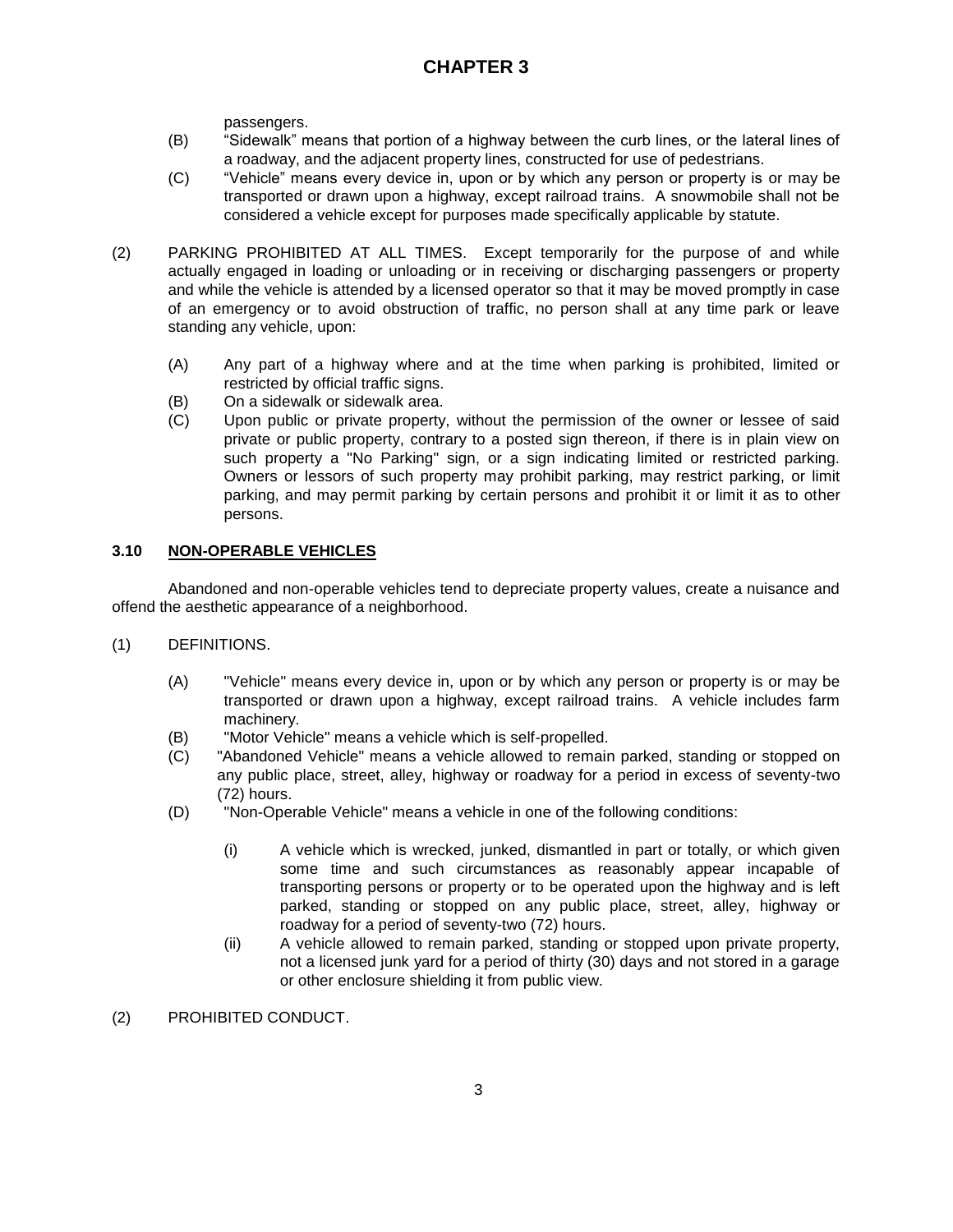passengers.

- (B) “Sidewalk” means that portion of a highway between the curb lines, or the lateral lines of a roadway, and the adjacent property lines, constructed for use of pedestrians.
- (C) “Vehicle” means every device in, upon or by which any person or property is or may be transported or drawn upon a highway, except railroad trains. A snowmobile shall not be considered a vehicle except for purposes made specifically applicable by statute.

(2) PARKING PROHIBITED AT ALL TIMES. Except temporarily for the purpose of and while actually engaged in loading or unloading or in receiving or discharging passengers or property and while the vehicle is attended by a licensed operator so that it may be moved promptly in case of an emergency or to avoid obstruction of traffic, no person shall at any time park or leave standing any vehicle, upon:

- (A) Any part of a highway where and at the time when parking is prohibited, limited or restricted by official traffic signs.
- (B) On a sidewalk or sidewalk area.
- (C) Upon public or private property, without the permission of the owner or lessee of said private or public property, contrary to a posted sign thereon, if there is in plain view on such property a "No Parking" sign, or a sign indicating limited or restricted parking. Owners or lessors of such property may prohibit parking, may restrict parking, or limit parking, and may permit parking by certain persons and prohibit it or limit it as to other persons.

### 3.10 NON-OPERABLE VEHICLES

Abandoned and non-operable vehicles tend to depreciate property values, create a nuisance and offend the aesthetic appearance of a neighborhood.

(1) DEFINITIONS.

- (A) "Vehicle" means every device in, upon or by which any person or property is or may be transported or drawn upon a highway, except railroad trains. A vehicle includes farm machinery.
- (B) "Motor Vehicle" means a vehicle which is self-propelled.
- (C) "Abandoned Vehicle" means a vehicle allowed to remain parked, standing or stopped on any public place, street, alley, highway or roadway for a period in excess of seventy-two (72) hours.
- (D) "Non-Operable Vehicle" means a vehicle in one of the following conditions:
  - (i) A vehicle which is wrecked, junked, dismantled in part or totally, or which given some time and such circumstances as reasonably appear incapable of transporting persons or property or to be operated upon the highway and is left parked, standing or stopped on any public place, street, alley, highway or roadway for a period of seventy-two (72) hours.
  - (ii) A vehicle allowed to remain parked, standing or stopped upon private property, not a licensed junk yard for a period of thirty (30) days and not stored in a garage or other enclosure shielding it from public view.

(2) PROHIBITED CONDUCT.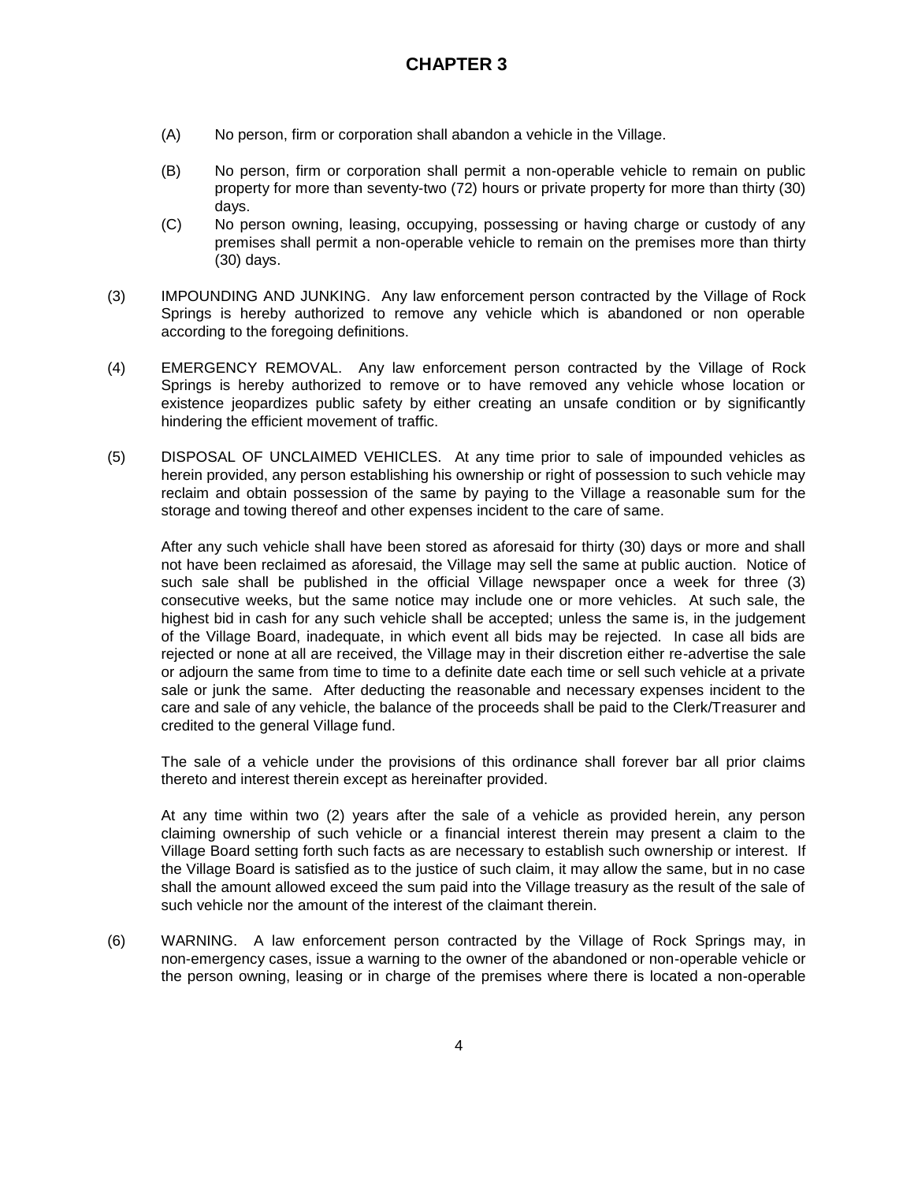# CHAPTER 3

(A) No person, firm or corporation shall abandon a vehicle in the Village.

(B) No person, firm or corporation shall permit a non-operable vehicle to remain on public property for more than seventy-two (72) hours or private property for more than thirty (30) days.

(C) No person owning, leasing, occupying, possessing or having charge or custody of any premises shall permit a non-operable vehicle to remain on the premises more than thirty (30) days.

(3) IMPOUNDING AND JUNKING. Any law enforcement person contracted by the Village of Rock Springs is hereby authorized to remove any vehicle which is abandoned or non operable according to the foregoing definitions.

(4) EMERGENCY REMOVAL. Any law enforcement person contracted by the Village of Rock Springs is hereby authorized to remove or to have removed any vehicle whose location or existence jeopardizes public safety by either creating an unsafe condition or by significantly hindering the efficient movement of traffic.

(5) DISPOSAL OF UNCLAIMED VEHICLES. At any time prior to sale of impounded vehicles as herein provided, any person establishing his ownership or right of possession to such vehicle may reclaim and obtain possession of the same by paying to the Village a reasonable sum for the storage and towing thereof and other expenses incident to the care of same.

After any such vehicle shall have been stored as aforesaid for thirty (30) days or more and shall not have been reclaimed as aforesaid, the Village may sell the same at public auction. Notice of such sale shall be published in the official Village newspaper once a week for three (3) consecutive weeks, but the same notice may include one or more vehicles. At such sale, the highest bid in cash for any such vehicle shall be accepted; unless the same is, in the judgement of the Village Board, inadequate, in which event all bids may be rejected. In case all bids are rejected or none at all are received, the Village may in their discretion either re-advertise the sale or adjourn the same from time to time to a definite date each time or sell such vehicle at a private sale or junk the same. After deducting the reasonable and necessary expenses incident to the care and sale of any vehicle, the balance of the proceeds shall be paid to the Clerk/Treasurer and credited to the general Village fund.

The sale of a vehicle under the provisions of this ordinance shall forever bar all prior claims thereto and interest therein except as hereinafter provided.

At any time within two (2) years after the sale of a vehicle as provided herein, any person claiming ownership of such vehicle or a financial interest therein may present a claim to the Village Board setting forth such facts as are necessary to establish such ownership or interest. If the Village Board is satisfied as to the justice of such claim, it may allow the same, but in no case shall the amount allowed exceed the sum paid into the Village treasury as the result of the sale of such vehicle nor the amount of the interest of the claimant therein.

(6) WARNING. A law enforcement person contracted by the Village of Rock Springs may, in non-emergency cases, issue a warning to the owner of the abandoned or non-operable vehicle or the person owning, leasing or in charge of the premises where there is located a non-operable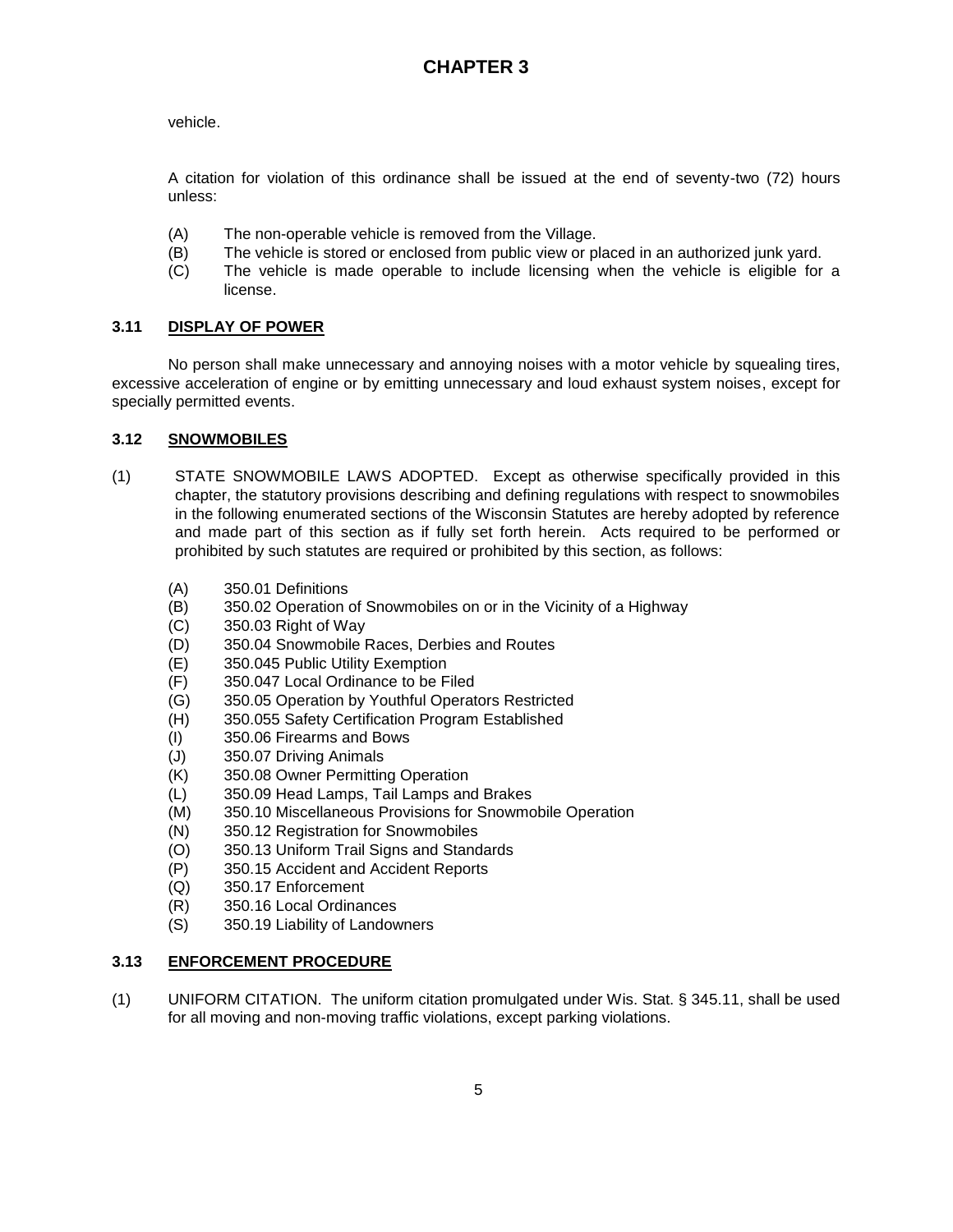vehicle.

A citation for violation of this ordinance shall be issued at the end of seventy-two (72) hours unless:

(A) The non-operable vehicle is removed from the Village.
(B) The vehicle is stored or enclosed from public view or placed in an authorized junk yard.
(C) The vehicle is made operable to include licensing when the vehicle is eligible for a license.

### 3.11 DISPLAY OF POWER

No person shall make unnecessary and annoying noises with a motor vehicle by squealing tires, excessive acceleration of engine or by emitting unnecessary and loud exhaust system noises, except for specially permitted events.

### 3.12 SNOWMOBILES

(1) STATE SNOWMOBILE LAWS ADOPTED. Except as otherwise specifically provided in this chapter, the statutory provisions describing and defining regulations with respect to snowmobiles in the following enumerated sections of the Wisconsin Statutes are hereby adopted by reference and made part of this section as if fully set forth herein. Acts required to be performed or prohibited by such statutes are required or prohibited by this section, as follows:

(A) 350.01 Definitions
(B) 350.02 Operation of Snowmobiles on or in the Vicinity of a Highway
(C) 350.03 Right of Way
(D) 350.04 Snowmobile Races, Derbies and Routes
(E) 350.045 Public Utility Exemption
(F) 350.047 Local Ordinance to be Filed
(G) 350.05 Operation by Youthful Operators Restricted
(H) 350.055 Safety Certification Program Established
(I) 350.06 Firearms and Bows
(J) 350.07 Driving Animals
(K) 350.08 Owner Permitting Operation
(L) 350.09 Head Lamps, Tail Lamps and Brakes
(M) 350.10 Miscellaneous Provisions for Snowmobile Operation
(N) 350.12 Registration for Snowmobiles
(O) 350.13 Uniform Trail Signs and Standards
(P) 350.15 Accident and Accident Reports
(Q) 350.17 Enforcement
(R) 350.16 Local Ordinances
(S) 350.19 Liability of Landowners

### 3.13 ENFORCEMENT PROCEDURE

(1) UNIFORM CITATION. The uniform citation promulgated under Wis. Stat. § 345.11, shall be used for all moving and non-moving traffic violations, except parking violations.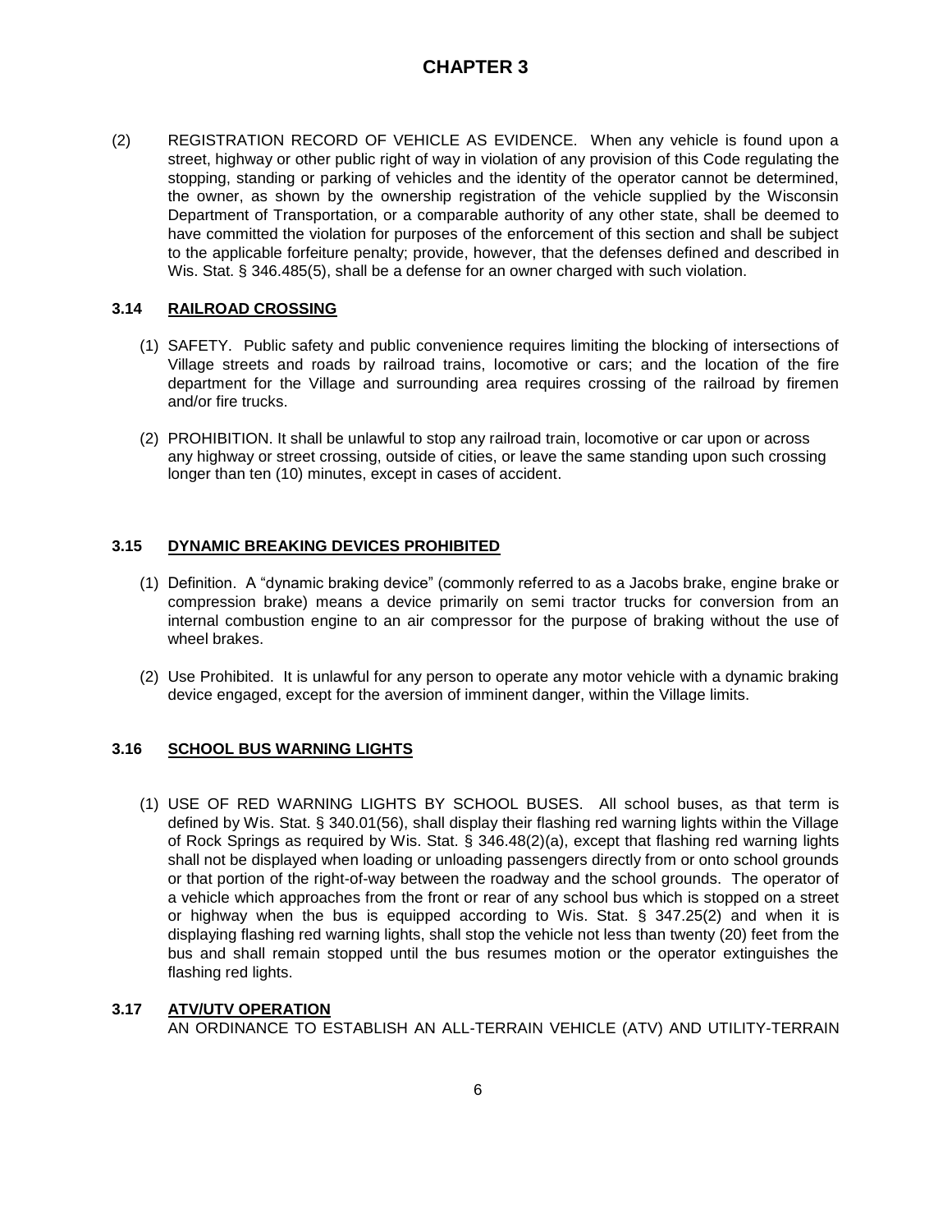# CHAPTER 3

(2) REGISTRATION RECORD OF VEHICLE AS EVIDENCE. When any vehicle is found upon a street, highway or other public right of way in violation of any provision of this Code regulating the stopping, standing or parking of vehicles and the identity of the operator cannot be determined, the owner, as shown by the ownership registration of the vehicle supplied by the Wisconsin Department of Transportation, or a comparable authority of any other state, shall be deemed to have committed the violation for purposes of the enforcement of this section and shall be subject to the applicable forfeiture penalty; provide, however, that the defenses defined and described in Wis. Stat. § 346.485(5), shall be a defense for an owner charged with such violation.

## 3.14 RAILROAD CROSSING

(1) SAFETY. Public safety and public convenience requires limiting the blocking of intersections of Village streets and roads by railroad trains, locomotive or cars; and the location of the fire department for the Village and surrounding area requires crossing of the railroad by firemen and/or fire trucks.

(2) PROHIBITION. It shall be unlawful to stop any railroad train, locomotive or car upon or across any highway or street crossing, outside of cities, or leave the same standing upon such crossing longer than ten (10) minutes, except in cases of accident.

## 3.15 DYNAMIC BREAKING DEVICES PROHIBITED

(1) Definition. A "dynamic braking device" (commonly referred to as a Jacobs brake, engine brake or compression brake) means a device primarily on semi tractor trucks for conversion from an internal combustion engine to an air compressor for the purpose of braking without the use of wheel brakes.

(2) Use Prohibited. It is unlawful for any person to operate any motor vehicle with a dynamic braking device engaged, except for the aversion of imminent danger, within the Village limits.

## 3.16 SCHOOL BUS WARNING LIGHTS

(1) USE OF RED WARNING LIGHTS BY SCHOOL BUSES. All school buses, as that term is defined by Wis. Stat. § 340.01(56), shall display their flashing red warning lights within the Village of Rock Springs as required by Wis. Stat. § 346.48(2)(a), except that flashing red warning lights shall not be displayed when loading or unloading passengers directly from or onto school grounds or that portion of the right-of-way between the roadway and the school grounds. The operator of a vehicle which approaches from the front or rear of any school bus which is stopped on a street or highway when the bus is equipped according to Wis. Stat. § 347.25(2) and when it is displaying flashing red warning lights, shall stop the vehicle not less than twenty (20) feet from the bus and shall remain stopped until the bus resumes motion or the operator extinguishes the flashing red lights.

## 3.17 ATV/UTV OPERATION

AN ORDINANCE TO ESTABLISH AN ALL-TERRAIN VEHICLE (ATV) AND UTILITY-TERRAIN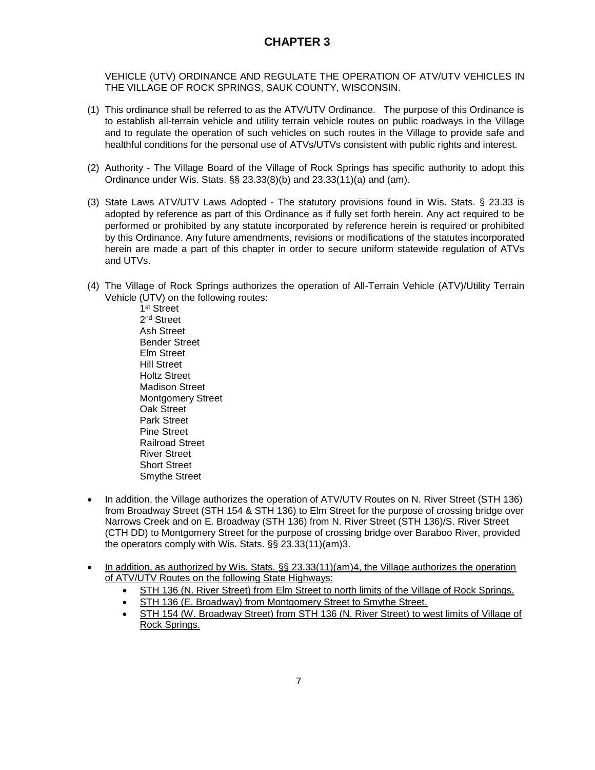# CHAPTER 3

VEHICLE (UTV) ORDINANCE AND REGULATE THE OPERATION OF ATV/UTV VEHICLES IN THE VILLAGE OF ROCK SPRINGS, SAUK COUNTY, WISCONSIN.

(1) This ordinance shall be referred to as the ATV/UTV Ordinance. The purpose of this Ordinance is to establish all-terrain vehicle and utility terrain vehicle routes on public roadways in the Village and to regulate the operation of such vehicles on such routes in the Village to provide safe and healthful conditions for the personal use of ATVs/UTVs consistent with public rights and interest.

(2) Authority - The Village Board of the Village of Rock Springs has specific authority to adopt this Ordinance under Wis. Stats. §§ 23.33(8)(b) and 23.33(11)(a) and (am).

(3) State Laws ATV/UTV Laws Adopted - The statutory provisions found in Wis. Stats. § 23.33 is adopted by reference as part of this Ordinance as if fully set forth herein. Any act required to be performed or prohibited by any statute incorporated by reference herein is required or prohibited by this Ordinance. Any future amendments, revisions or modifications of the statutes incorporated herein are made a part of this chapter in order to secure uniform statewide regulation of ATVs and UTVs.

(4) The Village of Rock Springs authorizes the operation of All-Terrain Vehicle (ATV)/Utility Terrain Vehicle (UTV) on the following routes:

  1st Street
  2nd Street
  Ash Street
  Bender Street
  Elm Street
  Hill Street
  Holtz Street
  Madison Street
  Montgomery Street
  Oak Street
  Park Street
  Pine Street
  Railroad Street
  River Street
  Short Street
  Smythe Street

- In addition, the Village authorizes the operation of ATV/UTV Routes on N. River Street (STH 136) from Broadway Street (STH 154 & STH 136) to Elm Street for the purpose of crossing bridge over Narrows Creek and on E. Broadway (STH 136) from N. River Street (STH 136)/S. River Street (CTH DD) to Montgomery Street for the purpose of crossing bridge over Baraboo River, provided the operators comply with Wis. Stats. §§ 23.33(11)(am)3.

- <u>In addition, as authorized by Wis. Stats. §§ 23.33(11)(am)4, the Village authorizes the operation of ATV/UTV Routes on the following State Highways:</u>
  - <u>STH 136 (N. River Street) from Elm Street to north limits of the Village of Rock Springs.</u>
  - <u>STH 136 (E. Broadway) from Montgomery Street to Smythe Street.</u>
  - <u>STH 154 (W. Broadway Street) from STH 136 (N. River Street) to west limits of Village of Rock Springs.</u>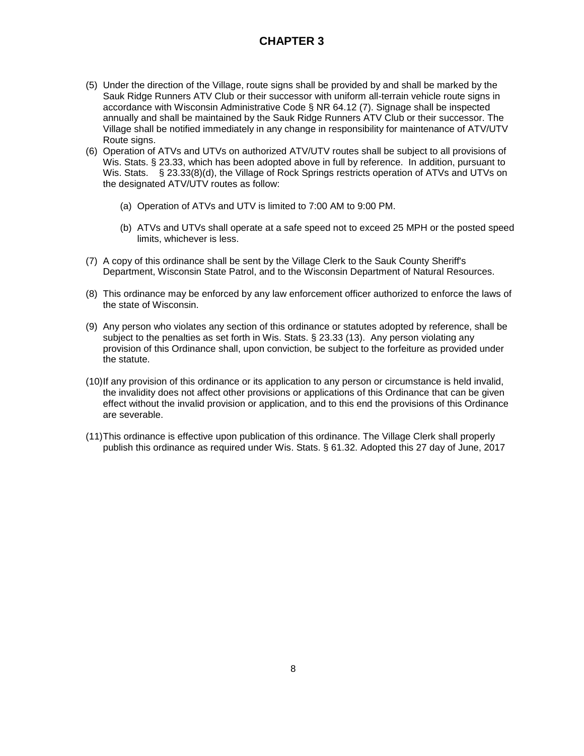# CHAPTER 3

(5) Under the direction of the Village, route signs shall be provided by and shall be marked by the Sauk Ridge Runners ATV Club or their successor with uniform all-terrain vehicle route signs in accordance with Wisconsin Administrative Code § NR 64.12 (7). Signage shall be inspected annually and shall be maintained by the Sauk Ridge Runners ATV Club or their successor. The Village shall be notified immediately in any change in responsibility for maintenance of ATV/UTV Route signs.

(6) Operation of ATVs and UTVs on authorized ATV/UTV routes shall be subject to all provisions of Wis. Stats. § 23.33, which has been adopted above in full by reference. In addition, pursuant to Wis. Stats. § 23.33(8)(d), the Village of Rock Springs restricts operation of ATVs and UTVs on the designated ATV/UTV routes as follow:

  (a) Operation of ATVs and UTV is limited to 7:00 AM to 9:00 PM.

  (b) ATVs and UTVs shall operate at a safe speed not to exceed 25 MPH or the posted speed limits, whichever is less.

(7) A copy of this ordinance shall be sent by the Village Clerk to the Sauk County Sheriff's Department, Wisconsin State Patrol, and to the Wisconsin Department of Natural Resources.

(8) This ordinance may be enforced by any law enforcement officer authorized to enforce the laws of the state of Wisconsin.

(9) Any person who violates any section of this ordinance or statutes adopted by reference, shall be subject to the penalties as set forth in Wis. Stats. § 23.33 (13). Any person violating any provision of this Ordinance shall, upon conviction, be subject to the forfeiture as provided under the statute.

(10) If any provision of this ordinance or its application to any person or circumstance is held invalid, the invalidity does not affect other provisions or applications of this Ordinance that can be given effect without the invalid provision or application, and to this end the provisions of this Ordinance are severable.

(11) This ordinance is effective upon publication of this ordinance. The Village Clerk shall properly publish this ordinance as required under Wis. Stats. § 61.32. Adopted this 27 day of June, 2017